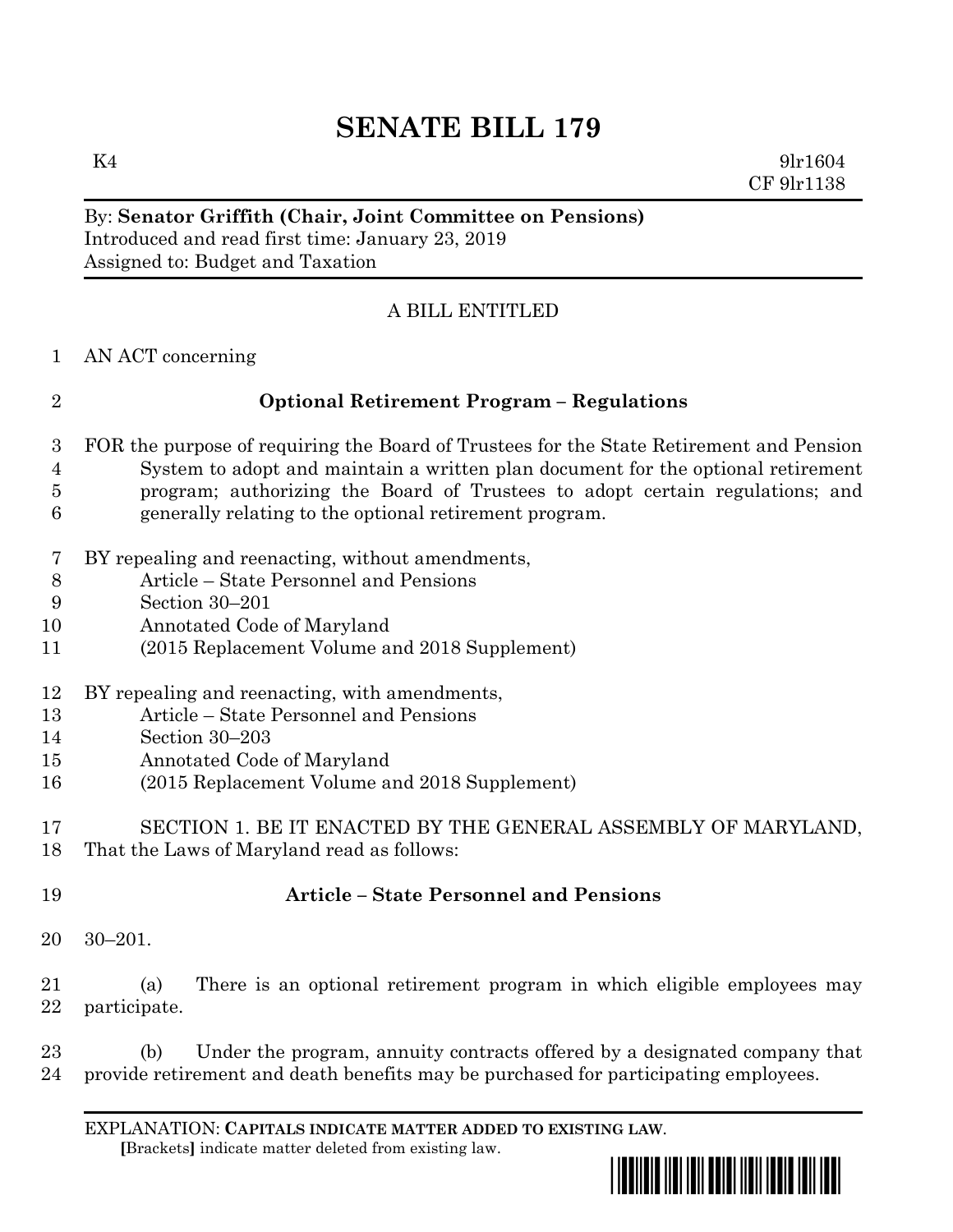# SENATE BILL 179

K4 9lr1604
CF 9lr1138

By: **Senator Griffith (Chair, Joint Committee on Pensions)**
Introduced and read first time: January 23, 2019
Assigned to: Budget and Taxation

A BILL ENTITLED

AN ACT concerning

**Optional Retirement Program – Regulations**

FOR the purpose of requiring the Board of Trustees for the State Retirement and Pension System to adopt and maintain a written plan document for the optional retirement program; authorizing the Board of Trustees to adopt certain regulations; and generally relating to the optional retirement program.

BY repealing and reenacting, without amendments,
Article – State Personnel and Pensions
Section 30–201
Annotated Code of Maryland
(2015 Replacement Volume and 2018 Supplement)

BY repealing and reenacting, with amendments,
Article – State Personnel and Pensions
Section 30–203
Annotated Code of Maryland
(2015 Replacement Volume and 2018 Supplement)

SECTION 1. BE IT ENACTED BY THE GENERAL ASSEMBLY OF MARYLAND, That the Laws of Maryland read as follows:

**Article – State Personnel and Pensions**

30–201.

(a) There is an optional retirement program in which eligible employees may participate.

(b) Under the program, annuity contracts offered by a designated company that provide retirement and death benefits may be purchased for participating employees.

EXPLANATION: **CAPITALS INDICATE MATTER ADDED TO EXISTING LAW.**
**[**Brackets**]** indicate matter deleted from existing law.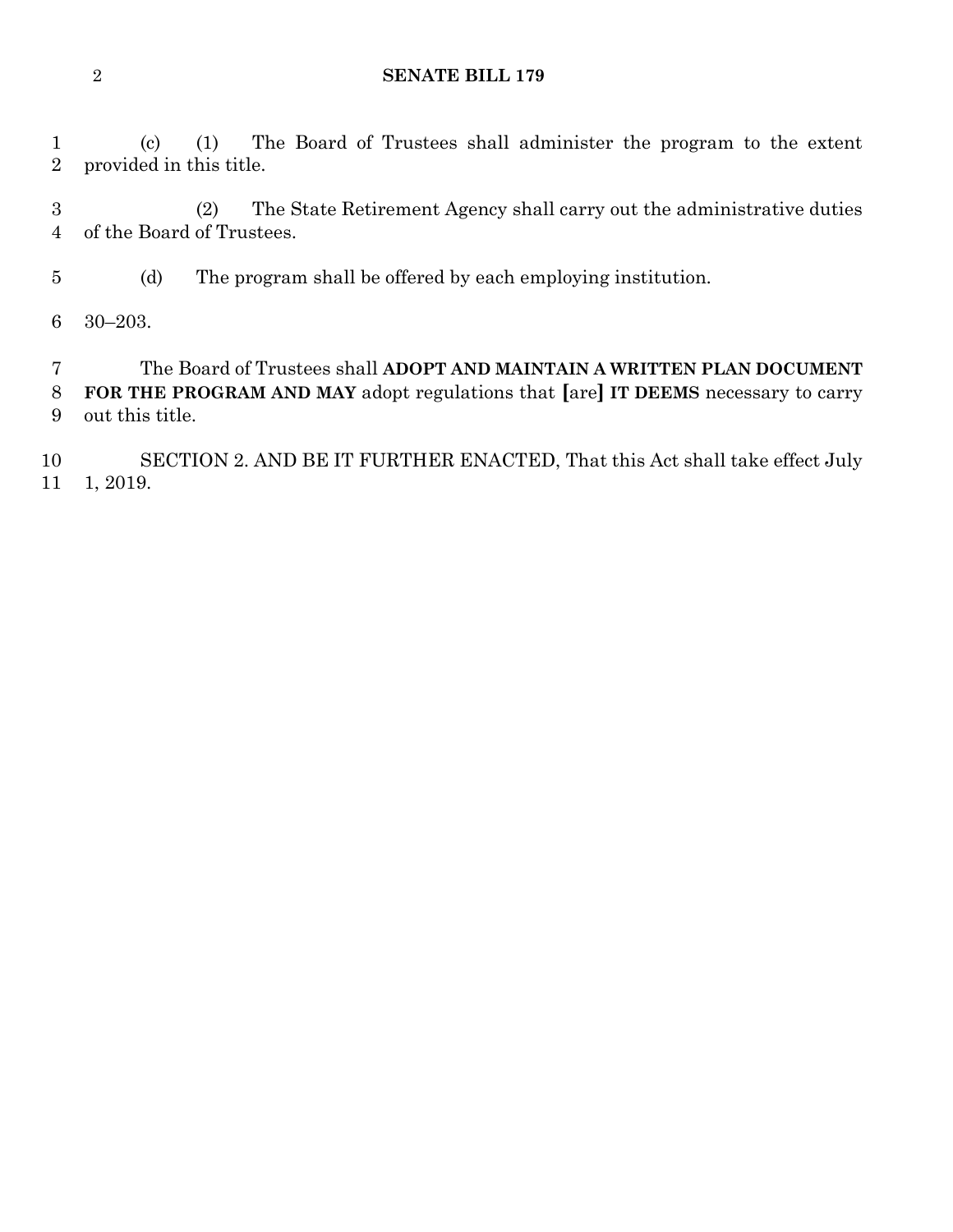(c) (1) The Board of Trustees shall administer the program to the extent provided in this title.

(2) The State Retirement Agency shall carry out the administrative duties of the Board of Trustees.

(d) The program shall be offered by each employing institution.

30–203.

The Board of Trustees shall **ADOPT AND MAINTAIN A WRITTEN PLAN DOCUMENT FOR THE PROGRAM AND MAY** adopt regulations that **[**are**]** **IT DEEMS** necessary to carry out this title.

SECTION 2. AND BE IT FURTHER ENACTED, That this Act shall take effect July 1, 2019.